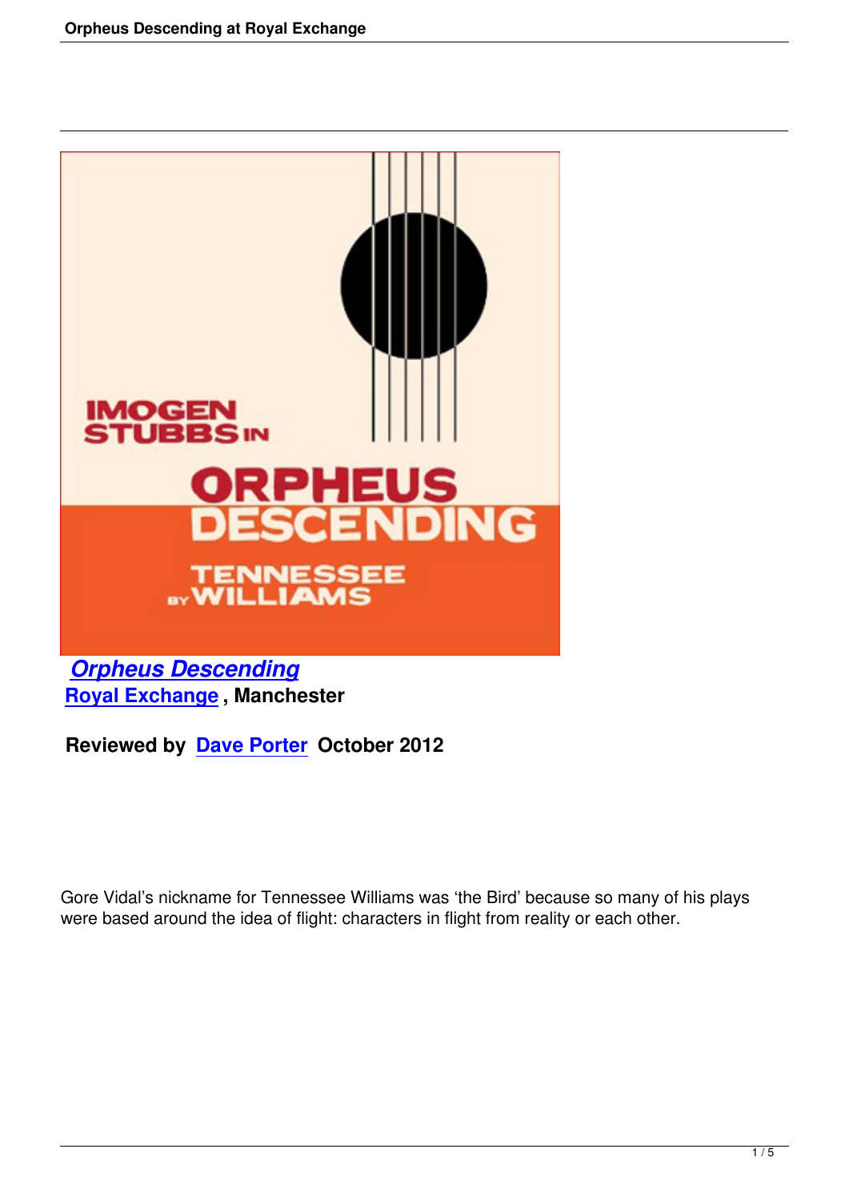*Orpheus Descending*

Royal Exchange, Manchester

**Reviewed by Dave Porter October 2012**

Gore Vidal's nickname for Tennessee Williams was 'the Bird' because so many of his plays were based around the idea of flight: characters in flight from reality or each other.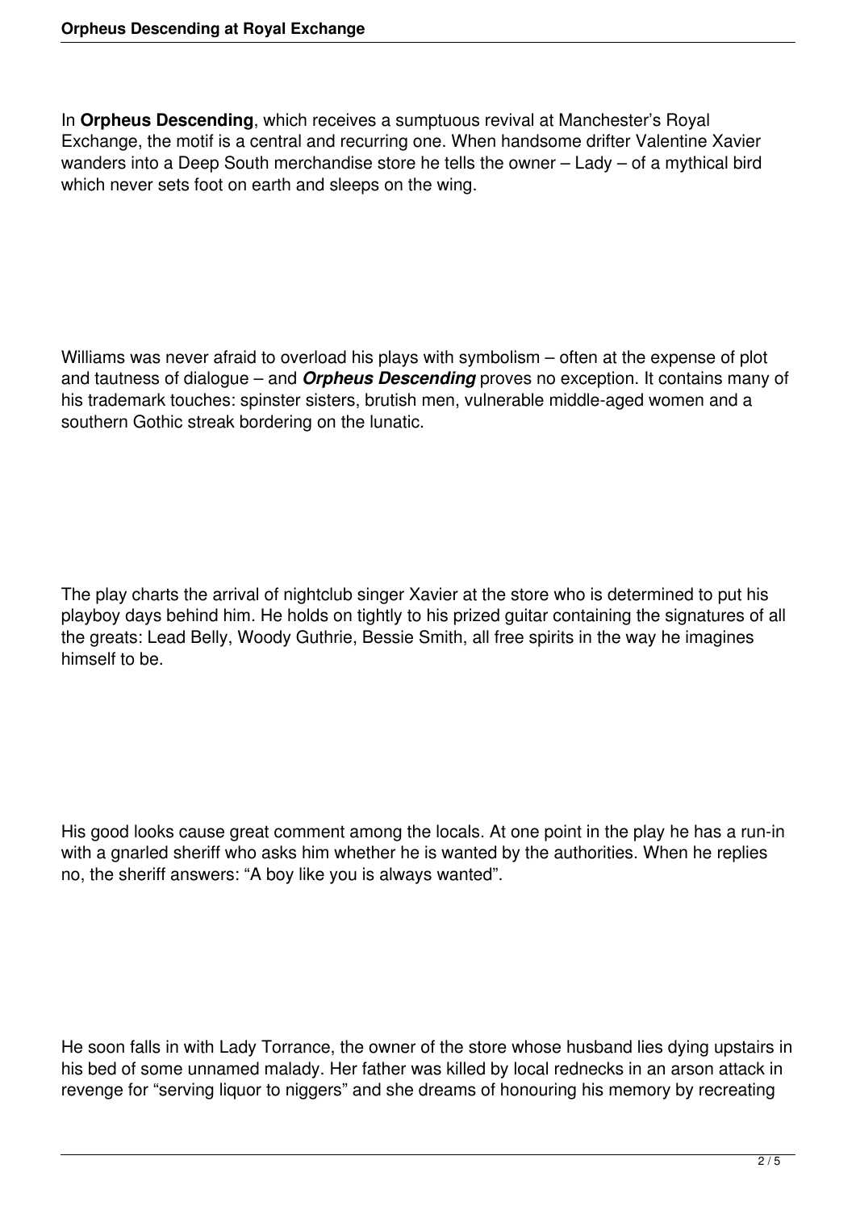In **Orpheus Descending**, which receives a sumptuous revival at Manchester's Royal Exchange, the motif is a central and recurring one. When handsome drifter Valentine Xavier wanders into a Deep South merchandise store he tells the owner – Lady – of a mythical bird which never sets foot on earth and sleeps on the wing.

Williams was never afraid to overload his plays with symbolism – often at the expense of plot and tautness of dialogue – and ***Orpheus Descending*** proves no exception. It contains many of his trademark touches: spinster sisters, brutish men, vulnerable middle-aged women and a southern Gothic streak bordering on the lunatic.

The play charts the arrival of nightclub singer Xavier at the store who is determined to put his playboy days behind him. He holds on tightly to his prized guitar containing the signatures of all the greats: Lead Belly, Woody Guthrie, Bessie Smith, all free spirits in the way he imagines himself to be.

His good looks cause great comment among the locals. At one point in the play he has a run-in with a gnarled sheriff who asks him whether he is wanted by the authorities. When he replies no, the sheriff answers: "A boy like you is always wanted".

He soon falls in with Lady Torrance, the owner of the store whose husband lies dying upstairs in his bed of some unnamed malady. Her father was killed by local rednecks in an arson attack in revenge for "serving liquor to niggers" and she dreams of honouring his memory by recreating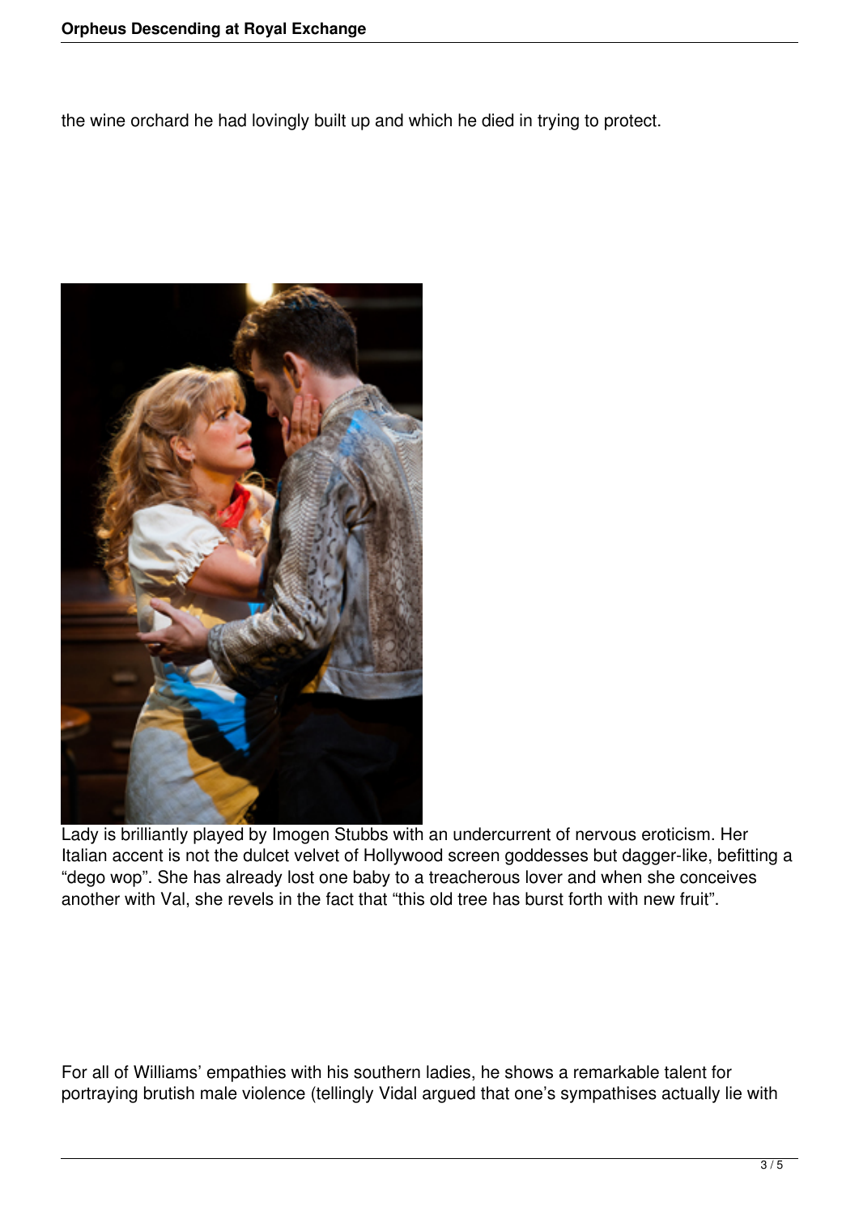the wine orchard he had lovingly built up and which he died in trying to protect.

Lady is brilliantly played by Imogen Stubbs with an undercurrent of nervous eroticism. Her Italian accent is not the dulcet velvet of Hollywood screen goddesses but dagger-like, befitting a “dego wop”. She has already lost one baby to a treacherous lover and when she conceives another with Val, she revels in the fact that “this old tree has burst forth with new fruit”.

For all of Williams’ empathies with his southern ladies, he shows a remarkable talent for portraying brutish male violence (tellingly Vidal argued that one’s sympathises actually lie with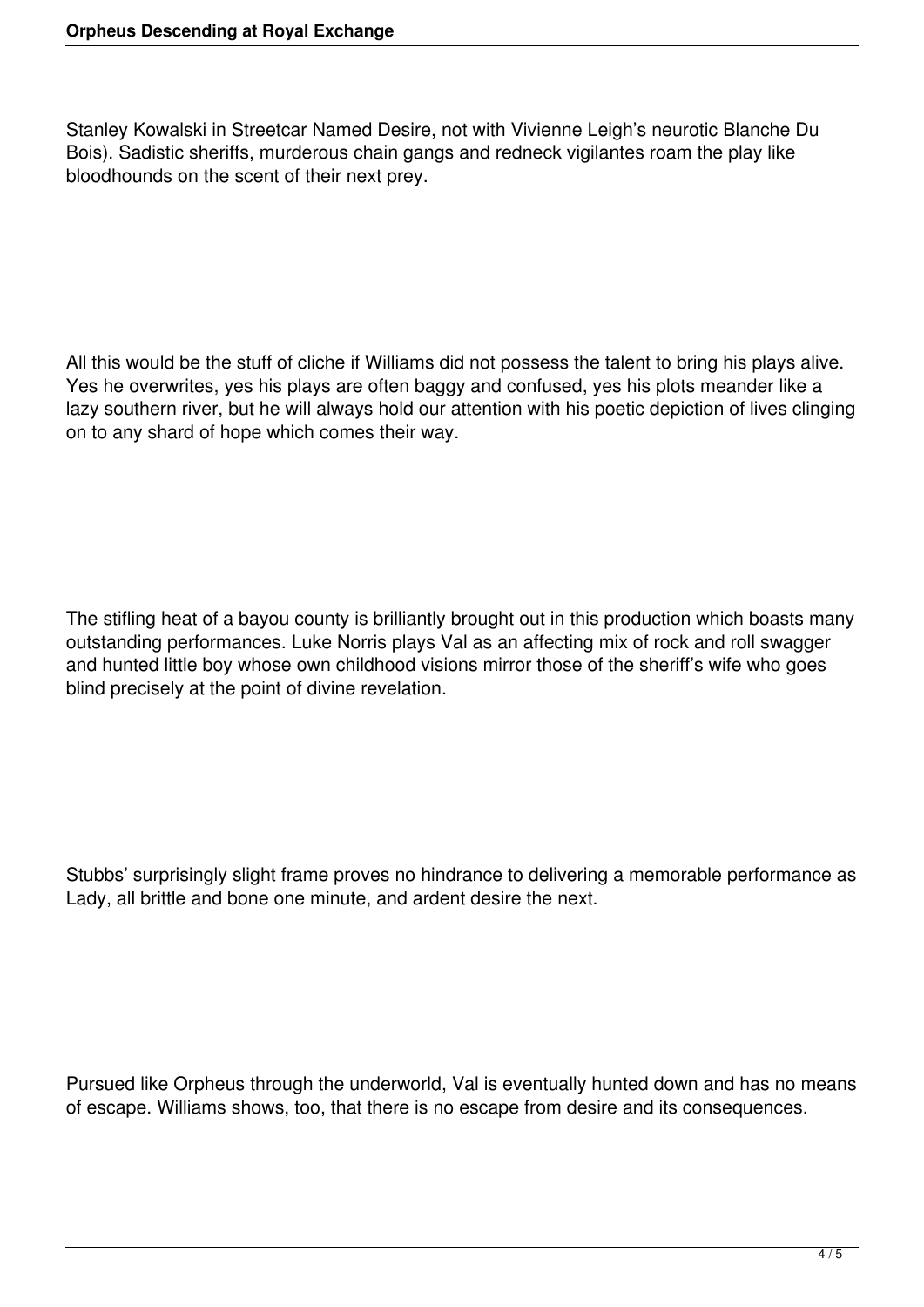Stanley Kowalski in Streetcar Named Desire, not with Vivienne Leigh's neurotic Blanche Du Bois). Sadistic sheriffs, murderous chain gangs and redneck vigilantes roam the play like bloodhounds on the scent of their next prey.

All this would be the stuff of cliche if Williams did not possess the talent to bring his plays alive. Yes he overwrites, yes his plays are often baggy and confused, yes his plots meander like a lazy southern river, but he will always hold our attention with his poetic depiction of lives clinging on to any shard of hope which comes their way.

The stifling heat of a bayou county is brilliantly brought out in this production which boasts many outstanding performances. Luke Norris plays Val as an affecting mix of rock and roll swagger and hunted little boy whose own childhood visions mirror those of the sheriff's wife who goes blind precisely at the point of divine revelation.

Stubbs' surprisingly slight frame proves no hindrance to delivering a memorable performance as Lady, all brittle and bone one minute, and ardent desire the next.

Pursued like Orpheus through the underworld, Val is eventually hunted down and has no means of escape. Williams shows, too, that there is no escape from desire and its consequences.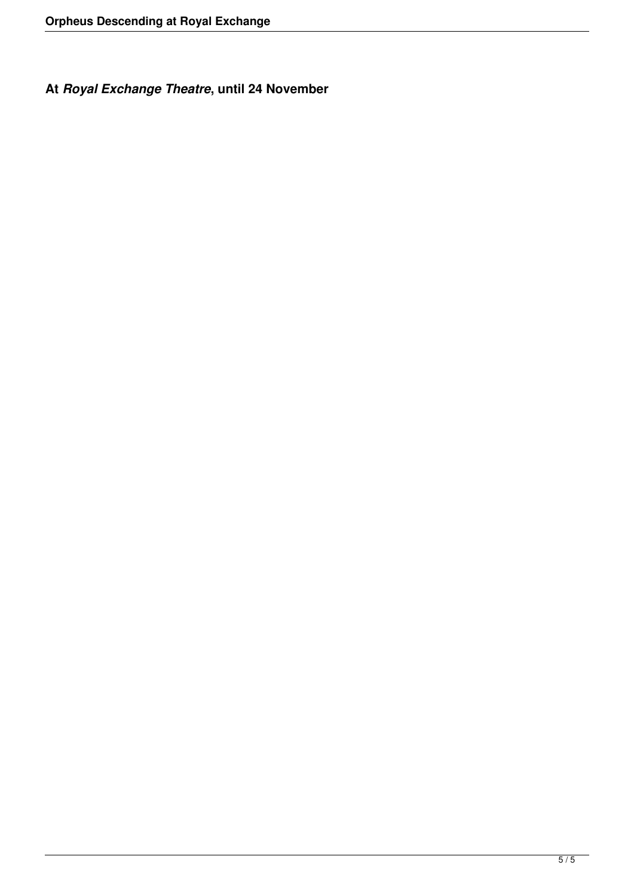**At *Royal Exchange Theatre*, until 24 November**